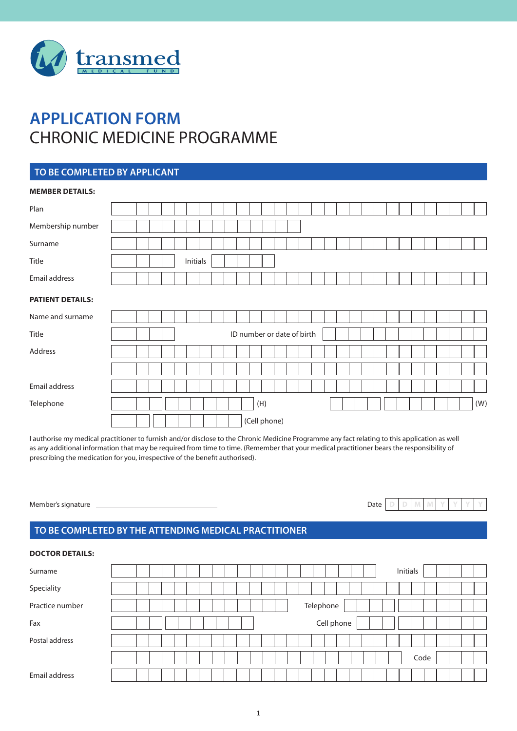transmed

MEDICAL FUND

# APPLICATION FORM

# CHRONIC MEDICINE PROGRAMME

## TO BE COMPLETED BY APPLICANT

**MEMBER DETAILS:**

Plan

Membership number

Surname

Title          Initials

Email address

**PATIENT DETAILS:**

Name and surname

Title          ID number or date of birth

Address

Email address

Telephone          (H)          (W)

(Cell phone)

I authorise my medical practitioner to furnish and/or disclose to the Chronic Medicine Programme any fact relating to this application as well as any additional information that may be required from time to time. (Remember that your medical practitioner bears the responsibility of prescribing the medication for you, irrespective of the benefit authorised).

Member's signature ______________________          Date D D M M Y Y Y Y

## TO BE COMPLETED BY THE ATTENDING MEDICAL PRACTITIONER

**DOCTOR DETAILS:**

Surname          Initials

Speciality

Practice number          Telephone

Fax          Cell phone

Postal address

Code

Email address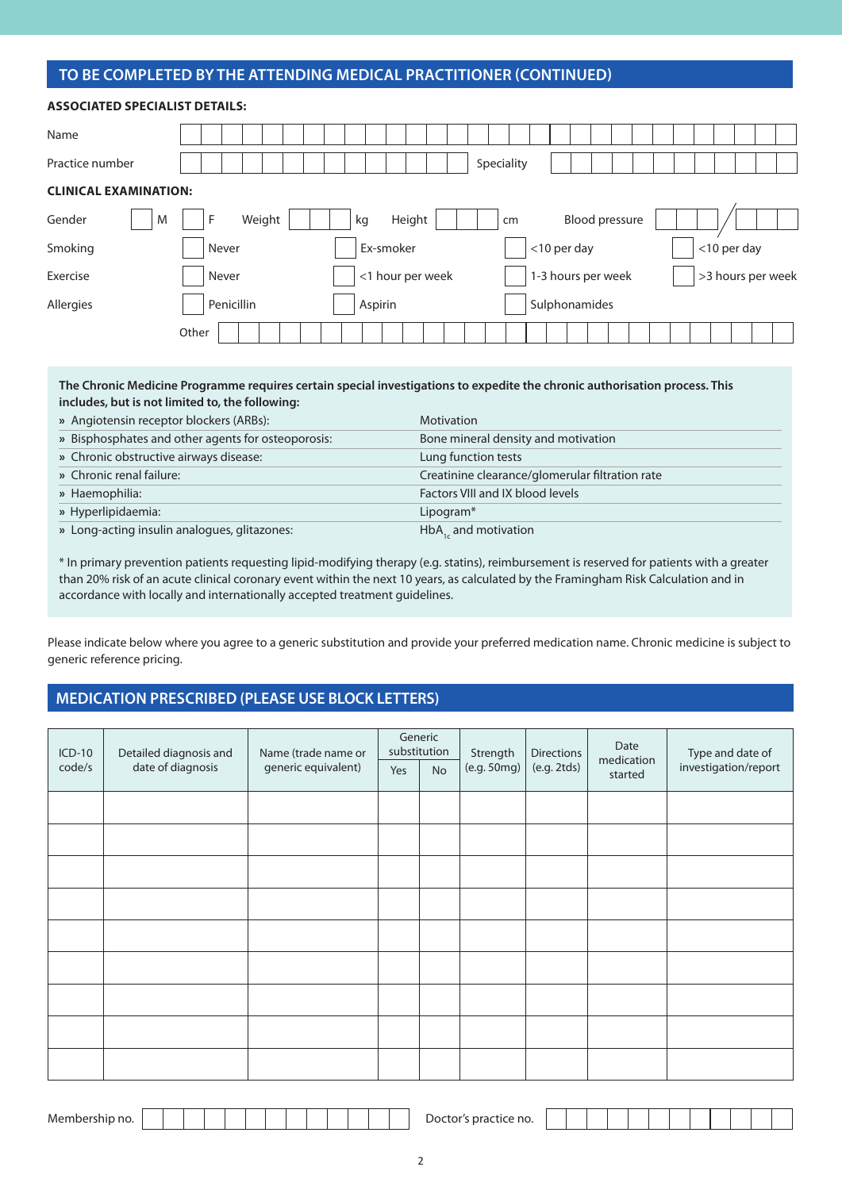## TO BE COMPLETED BY THE ATTENDING MEDICAL PRACTITIONER (CONTINUED)

**ASSOCIATED SPECIALIST DETAILS:**

Name

Practice number Speciality

**CLINICAL EXAMINATION:**

| | | | | |
|---|---|---|---|---|
| Gender | M / F | Weight ___ kg | Height ___ cm | Blood pressure ___ / ___ |
| Smoking | Never | Ex-smoker | <10 per day | <10 per day |
| Exercise | Never | <1 hour per week | 1-3 hours per week | >3 hours per week |
| Allergies | Penicillin | Aspirin | Sulphonamides | |
| | Other | | | |

**The Chronic Medicine Programme requires certain special investigations to expedite the chronic authorisation process. This includes, but is not limited to, the following:**

| | |
|---|---|
| » Angiotensin receptor blockers (ARBs): | Motivation |
| » Bisphosphates and other agents for osteoporosis: | Bone mineral density and motivation |
| » Chronic obstructive airways disease: | Lung function tests |
| » Chronic renal failure: | Creatinine clearance/glomerular filtration rate |
| » Haemophilia: | Factors VIII and IX blood levels |
| » Hyperlipidaemia: | Lipogram* |
| » Long-acting insulin analogues, glitazones: | $HbA_{1c}$ and motivation |

\* In primary prevention patients requesting lipid-modifying therapy (e.g. statins), reimbursement is reserved for patients with a greater than 20% risk of an acute clinical coronary event within the next 10 years, as calculated by the Framingham Risk Calculation and in accordance with locally and internationally accepted treatment guidelines.

Please indicate below where you agree to a generic substitution and provide your preferred medication name. Chronic medicine is subject to generic reference pricing.

## MEDICATION PRESCRIBED (PLEASE USE BLOCK LETTERS)

| ICD-10 code/s | Detailed diagnosis and date of diagnosis | Name (trade name or generic equivalent) | Generic substitution | | Strength (e.g. 50mg) | Directions (e.g. 2tds) | Date medication started | Type and date of investigation/report |
|---|---|---|---|---|---|---|---|---|
| | | | Yes | No | | | | |
| | | | | | | | | |
| | | | | | | | | |
| | | | | | | | | |
| | | | | | | | | |
| | | | | | | | | |
| | | | | | | | | |
| | | | | | | | | |
| | | | | | | | | |
| | | | | | | | | |

Membership no. Doctor's practice no.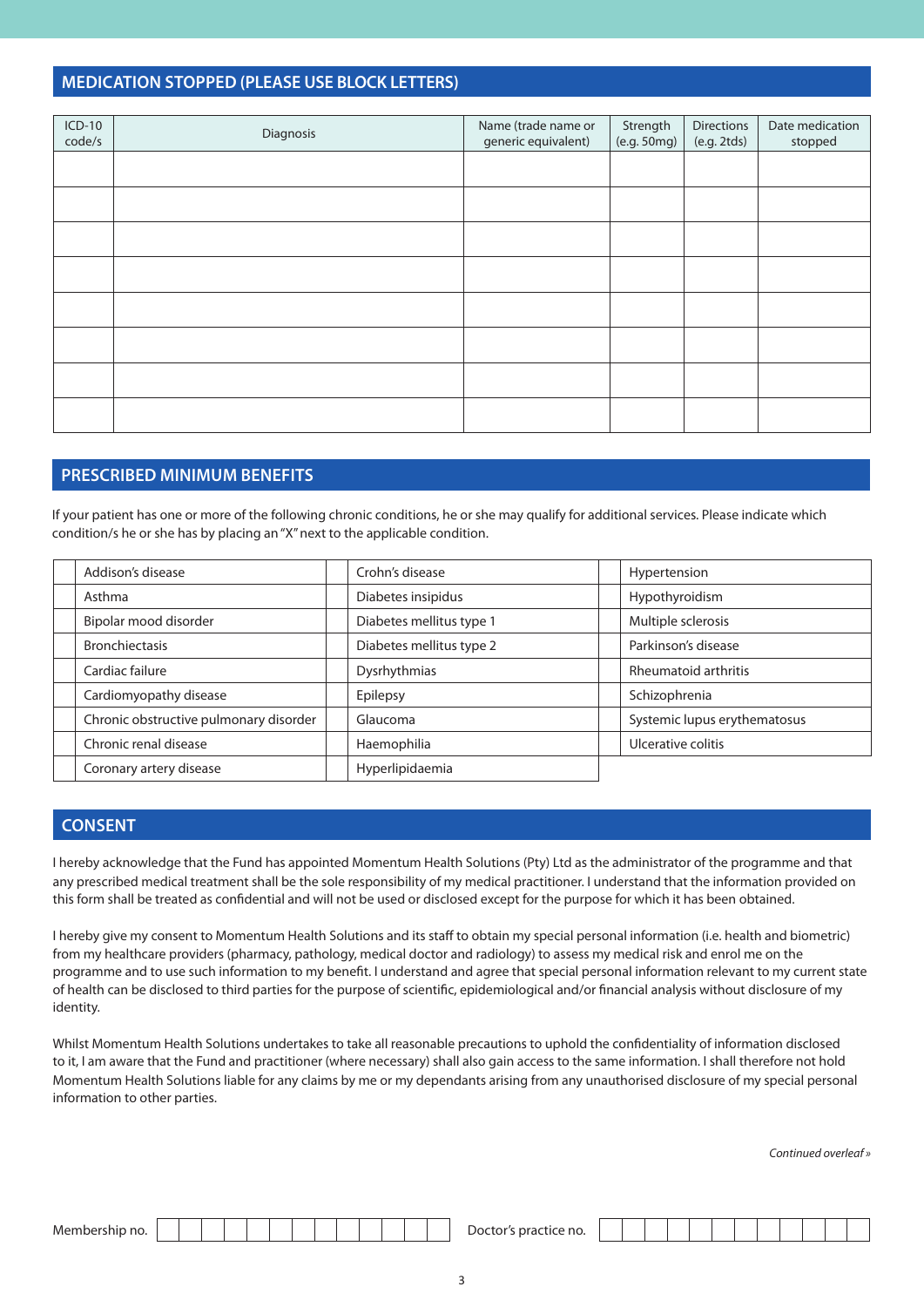## MEDICATION STOPPED (PLEASE USE BLOCK LETTERS)

| ICD-10 code/s | Diagnosis | Name (trade name or generic equivalent) | Strength (e.g. 50mg) | Directions (e.g. 2tds) | Date medication stopped |
|---|---|---|---|---|---|
| | | | | | |
| | | | | | |
| | | | | | |
| | | | | | |
| | | | | | |
| | | | | | |
| | | | | | |
| | | | | | |

## PRESCRIBED MINIMUM BENEFITS

If your patient has one or more of the following chronic conditions, he or she may qualify for additional services. Please indicate which condition/s he or she has by placing an "X" next to the applicable condition.

| | | | | | |
|---|---|---|---|---|---|
| | Addison's disease | | Crohn's disease | | Hypertension |
| | Asthma | | Diabetes insipidus | | Hypothyroidism |
| | Bipolar mood disorder | | Diabetes mellitus type 1 | | Multiple sclerosis |
| | Bronchiectasis | | Diabetes mellitus type 2 | | Parkinson's disease |
| | Cardiac failure | | Dysrhythmias | | Rheumatoid arthritis |
| | Cardiomyopathy disease | | Epilepsy | | Schizophrenia |
| | Chronic obstructive pulmonary disorder | | Glaucoma | | Systemic lupus erythematosus |
| | Chronic renal disease | | Haemophilia | | Ulcerative colitis |
| | Coronary artery disease | | Hyperlipidaemia | | |

## CONSENT

I hereby acknowledge that the Fund has appointed Momentum Health Solutions (Pty) Ltd as the administrator of the programme and that any prescribed medical treatment shall be the sole responsibility of my medical practitioner. I understand that the information provided on this form shall be treated as confidential and will not be used or disclosed except for the purpose for which it has been obtained.

I hereby give my consent to Momentum Health Solutions and its staff to obtain my special personal information (i.e. health and biometric) from my healthcare providers (pharmacy, pathology, medical doctor and radiology) to assess my medical risk and enrol me on the programme and to use such information to my benefit. I understand and agree that special personal information relevant to my current state of health can be disclosed to third parties for the purpose of scientific, epidemiological and/or financial analysis without disclosure of my identity.

Whilst Momentum Health Solutions undertakes to take all reasonable precautions to uphold the confidentiality of information disclosed to it, I am aware that the Fund and practitioner (where necessary) shall also gain access to the same information. I shall therefore not hold Momentum Health Solutions liable for any claims by me or my dependants arising from any unauthorised disclosure of my special personal information to other parties.

*Continued overleaf »*

Membership no. | | | | | | | | | | | | | |     Doctor's practice no. | | | | | | | | | | | | |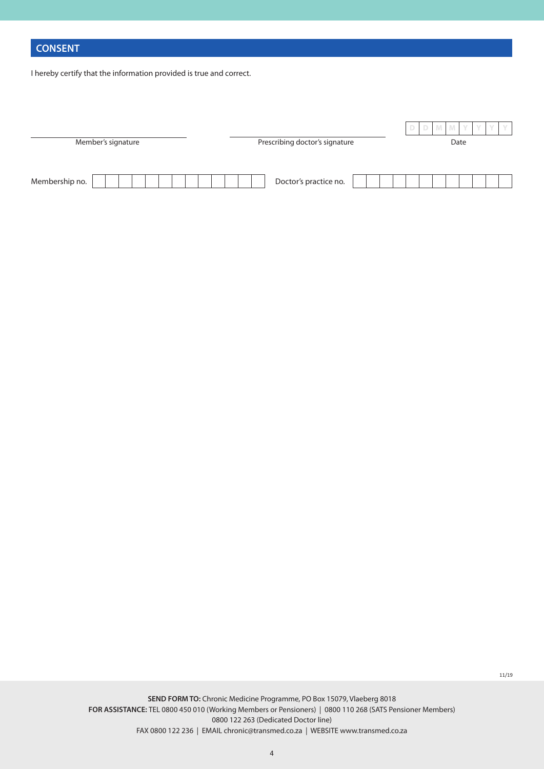## CONSENT

I hereby certify that the information provided is true and correct.

| | | |
|---|---|---|
| Member's signature | Prescribing doctor's signature | Date (D D M M Y Y Y Y) |

Membership no. 

Doctor's practice no. 

11/19

**SEND FORM TO:** Chronic Medicine Programme, PO Box 15079, Vlaeberg 8018

**FOR ASSISTANCE:** TEL 0800 450 010 (Working Members or Pensioners) | 0800 110 268 (SATS Pensioner Members)
0800 122 263 (Dedicated Doctor line)
FAX 0800 122 236 | EMAIL chronic@transmed.co.za | WEBSITE www.transmed.co.za